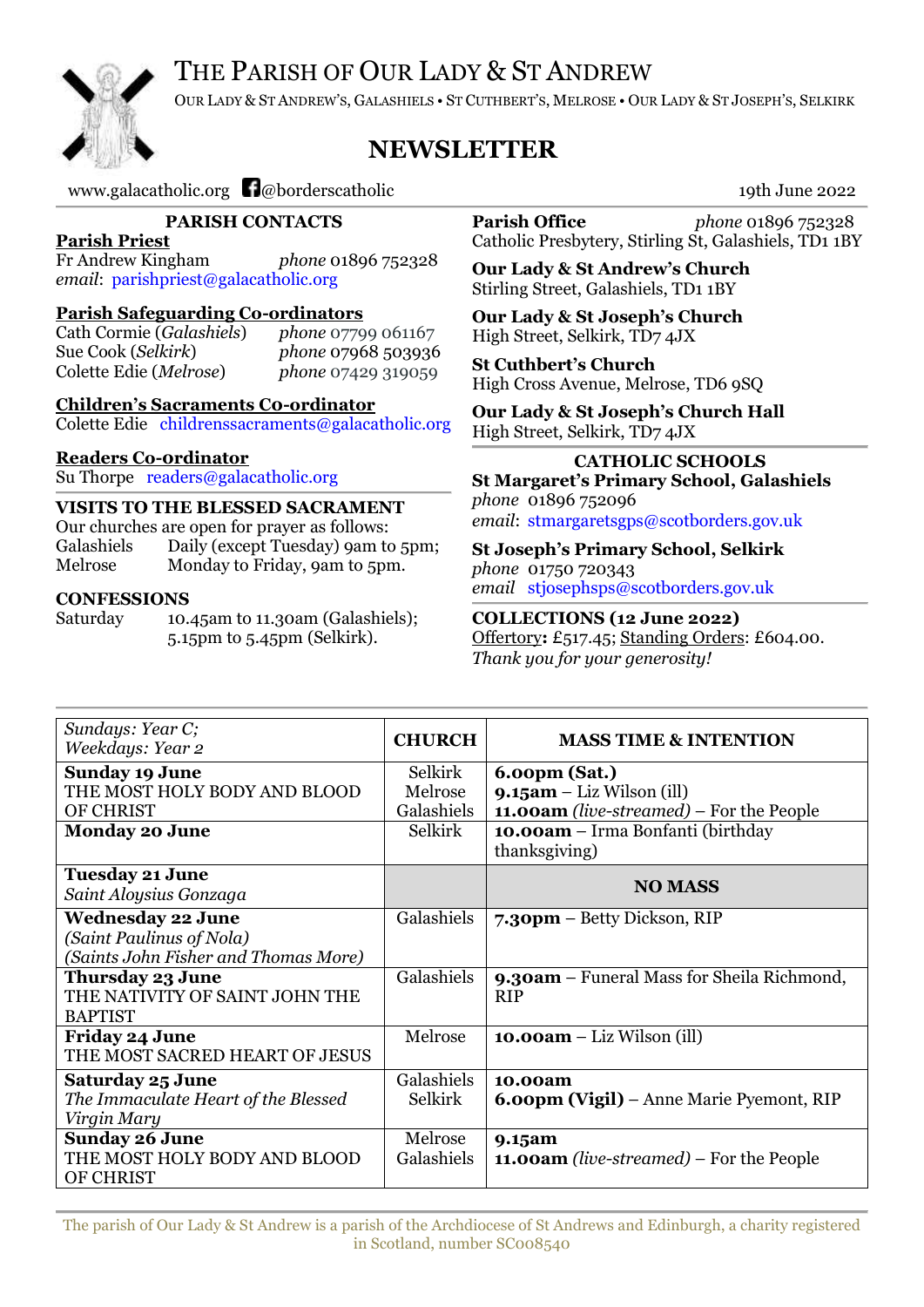# THE PARISH OF OUR LADY & ST ANDREW

OUR LADY & ST ANDREW'S, GALASHIELS • ST CUTHBERT'S, MELROSE • OUR LADY & ST JOSEPH'S, SELKIRK

## NEWSLETTER

www.galacatholic.org @borderscatholic 19th June 2022

### PARISH CONTACTS

**Parish Priest**
Fr Andrew Kingham *phone* 01896 752328
*email*: parishpriest@galacatholic.org

**Parish Safeguarding Co-ordinators**
Cath Cormie (*Galashiels*) *phone* 07799 061167
Sue Cook (*Selkirk*) *phone* 07968 503936
Colette Edie (*Melrose*) *phone* 07429 319059

**Children's Sacraments Co-ordinator**
Colette Edie childrenssacraments@galacatholic.org

**Readers Co-ordinator**
Su Thorpe readers@galacatholic.org

### VISITS TO THE BLESSED SACRAMENT

Our churches are open for prayer as follows:
Galashiels Daily (except Tuesday) 9am to 5pm;
Melrose Monday to Friday, 9am to 5pm.

### CONFESSIONS

Saturday 10.45am to 11.30am (Galashiels); 5.15pm to 5.45pm (Selkirk).

**Parish Office** *phone* 01896 752328
Catholic Presbytery, Stirling St, Galashiels, TD1 1BY

**Our Lady & St Andrew's Church**
Stirling Street, Galashiels, TD1 1BY

**Our Lady & St Joseph's Church**
High Street, Selkirk, TD7 4JX

**St Cuthbert's Church**
High Cross Avenue, Melrose, TD6 9SQ

**Our Lady & St Joseph's Church Hall**
High Street, Selkirk, TD7 4JX

### CATHOLIC SCHOOLS

**St Margaret's Primary School, Galashiels**
*phone* 01896 752096
*email*: stmargaretsgps@scotborders.gov.uk

**St Joseph's Primary School, Selkirk**
*phone* 01750 720343
*email* stjosephsps@scotborders.gov.uk

### COLLECTIONS (12 June 2022)

Offertory**:** £517.45; Standing Orders: £604.00.
*Thank you for your generosity!*

| *Sundays: Year C; Weekdays: Year 2* | **CHURCH** | **MASS TIME & INTENTION** |
|---|---|---|
| **Sunday 19 June** THE MOST HOLY BODY AND BLOOD OF CHRIST | Selkirk<br>Melrose<br>Galashiels | **6.00pm (Sat.)**<br>**9.15am** – Liz Wilson (ill)<br>**11.00am** *(live-streamed)* – For the People |
| **Monday 20 June** | Selkirk | **10.00am** – Irma Bonfanti (birthday thanksgiving) |
| **Tuesday 21 June** *Saint Aloysius Gonzaga* | | **NO MASS** |
| **Wednesday 22 June** *(Saint Paulinus of Nola)* *(Saints John Fisher and Thomas More)* | Galashiels | **7.30pm** – Betty Dickson, RIP |
| **Thursday 23 June** THE NATIVITY OF SAINT JOHN THE BAPTIST | Galashiels | **9.30am** – Funeral Mass for Sheila Richmond, RIP |
| **Friday 24 June** THE MOST SACRED HEART OF JESUS | Melrose | **10.00am** – Liz Wilson (ill) |
| **Saturday 25 June** *The Immaculate Heart of the Blessed Virgin Mary* | Galashiels<br>Selkirk | **10.00am**<br>**6.00pm (Vigil)** – Anne Marie Pyemont, RIP |
| **Sunday 26 June** THE MOST HOLY BODY AND BLOOD OF CHRIST | Melrose<br>Galashiels | **9.15am**<br>**11.00am** *(live-streamed)* – For the People |

The parish of Our Lady & St Andrew is a parish of the Archdiocese of St Andrews and Edinburgh, a charity registered in Scotland, number SC008540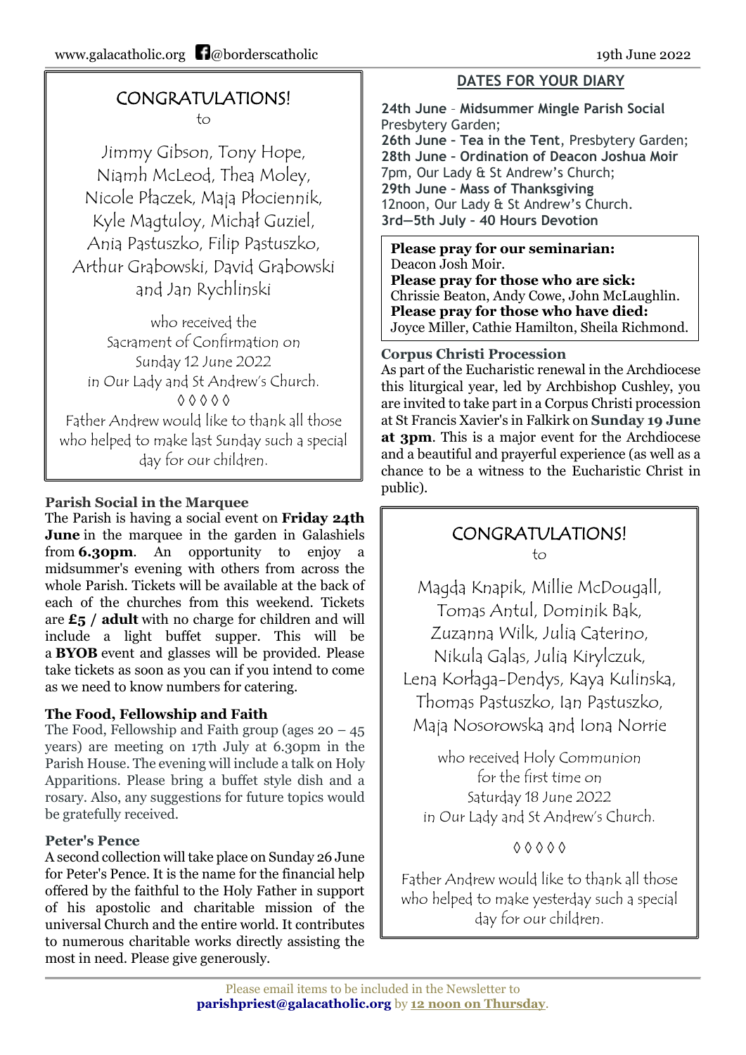## CONGRATULATIONS!

to

Jimmy Gibson, Tony Hope, Niamh McLeod, Thea Moley, Nicole Płaczek, Maja Płociennik, Kyle Magtuloy, Michał Guziel, Ania Pastuszko, Filip Pastuszko, Arthur Grabowski, David Grabowski and Jan Rychlinski

who received the Sacrament of Confirmation on Sunday 12 June 2022 in Our Lady and St Andrew's Church.

◊ ◊ ◊ ◊ ◊

Father Andrew would like to thank all those who helped to make last Sunday such a special day for our children.

### Parish Social in the Marquee

The Parish is having a social event on **Friday 24th June** in the marquee in the garden in Galashiels from **6.30pm**. An opportunity to enjoy a midsummer's evening with others from across the whole Parish. Tickets will be available at the back of each of the churches from this weekend. Tickets are **£5 / adult** with no charge for children and will include a light buffet supper. This will be a **BYOB** event and glasses will be provided. Please take tickets as soon as you can if you intend to come as we need to know numbers for catering.

### The Food, Fellowship and Faith

The Food, Fellowship and Faith group (ages 20 – 45 years) are meeting on 17th July at 6.30pm in the Parish House. The evening will include a talk on Holy Apparitions. Please bring a buffet style dish and a rosary. Also, any suggestions for future topics would be gratefully received.

### Peter's Pence

A second collection will take place on Sunday 26 June for Peter's Pence. It is the name for the financial help offered by the faithful to the Holy Father in support of his apostolic and charitable mission of the universal Church and the entire world. It contributes to numerous charitable works directly assisting the most in need. Please give generously.

## DATES FOR YOUR DIARY

**24th June** – **Midsummer Mingle Parish Social** Presbytery Garden;
**26th June – Tea in the Tent**, Presbytery Garden;
**28th June – Ordination of Deacon Joshua Moir** 7pm, Our Lady & St Andrew's Church;
**29th June – Mass of Thanksgiving** 12noon, Our Lady & St Andrew's Church.
**3rd—5th July – 40 Hours Devotion**

**Please pray for our seminarian:**
Deacon Josh Moir.
**Please pray for those who are sick:**
Chrissie Beaton, Andy Cowe, John McLaughlin.
**Please pray for those who have died:**
Joyce Miller, Cathie Hamilton, Sheila Richmond.

### Corpus Christi Procession

As part of the Eucharistic renewal in the Archdiocese this liturgical year, led by Archbishop Cushley, you are invited to take part in a Corpus Christi procession at St Francis Xavier's in Falkirk on **Sunday 19 June at 3pm**. This is a major event for the Archdiocese and a beautiful and prayerful experience (as well as a chance to be a witness to the Eucharistic Christ in public).

## CONGRATULATIONS!

to

Magda Knapik, Millie McDougall, Tomas Antul, Dominik Bak, Zuzanna Wilk, Julia Caterino, Nikula Galas, Julia Kirylczuk, Lena Kołaga-Dendys, Kaya Kulinska, Thomas Pastuszko, Ian Pastuszko, Maja Nosorowska and Iona Norrie

who received Holy Communion for the first time on Saturday 18 June 2022 in Our Lady and St Andrew's Church.

◊ ◊ ◊ ◊ ◊

Father Andrew would like to thank all those who helped to make yesterday such a special day for our children.

Please email items to be included in the Newsletter to **parishpriest@galacatholic.org** by **12 noon on Thursday**.